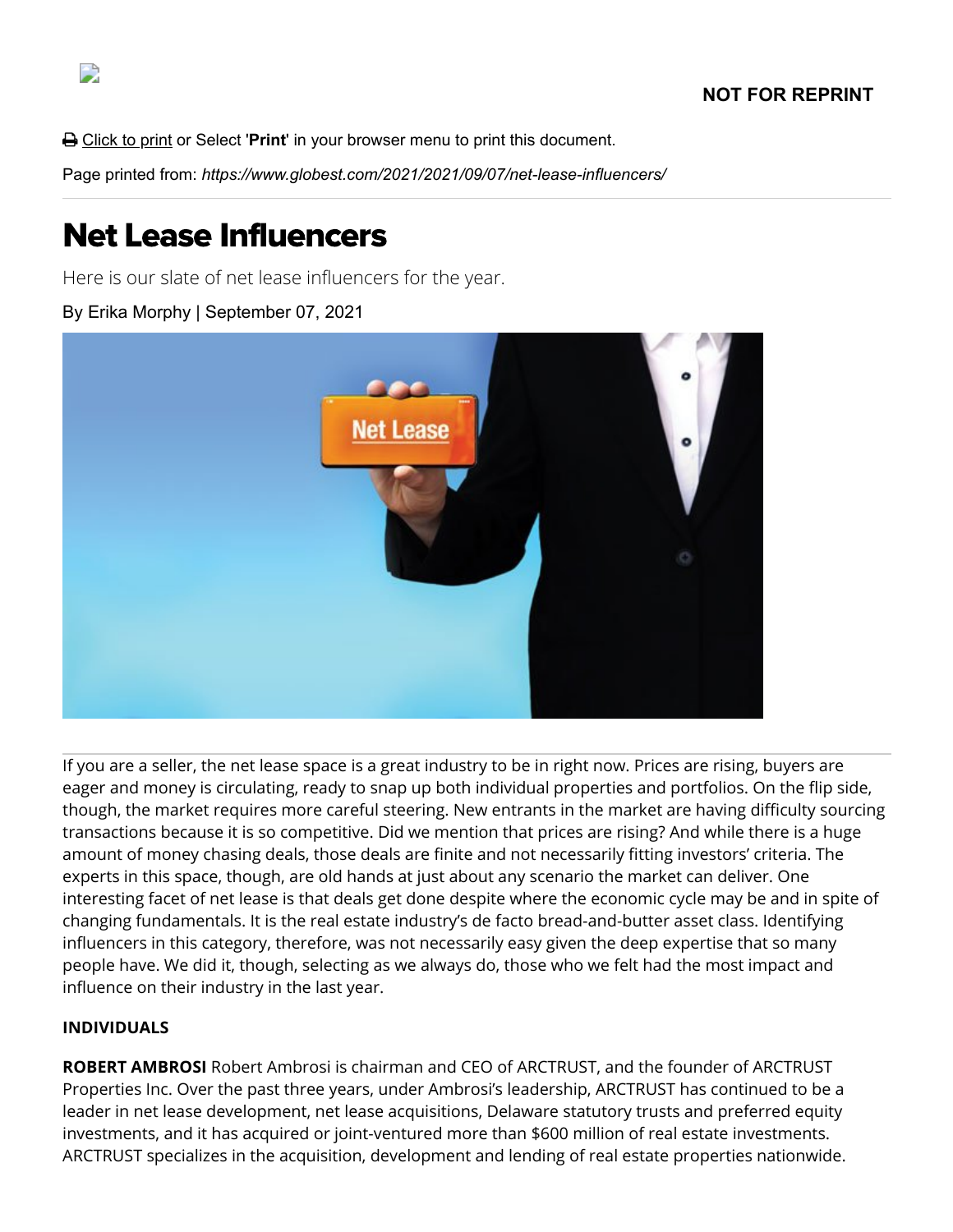NOT FOR REPRINT

Click to print or Select '**Print**' in your browser menu to print this document.

Page printed from: *https://www.globest.com/2021/2021/09/07/net-lease-influencers/*

# Net Lease Influencers

Here is our slate of net lease influencers for the year.

By Erika Morphy | September 07, 2021

If you are a seller, the net lease space is a great industry to be in right now. Prices are rising, buyers are eager and money is circulating, ready to snap up both individual properties and portfolios. On the flip side, though, the market requires more careful steering. New entrants in the market are having difficulty sourcing transactions because it is so competitive. Did we mention that prices are rising? And while there is a huge amount of money chasing deals, those deals are finite and not necessarily fitting investors' criteria. The experts in this space, though, are old hands at just about any scenario the market can deliver. One interesting facet of net lease is that deals get done despite where the economic cycle may be and in spite of changing fundamentals. It is the real estate industry's de facto bread-and-butter asset class. Identifying influencers in this category, therefore, was not necessarily easy given the deep expertise that so many people have. We did it, though, selecting as we always do, those who we felt had the most impact and influence on their industry in the last year.

**INDIVIDUALS**

**ROBERT AMBROSI** Robert Ambrosi is chairman and CEO of ARCTRUST, and the founder of ARCTRUST Properties Inc. Over the past three years, under Ambrosi's leadership, ARCTRUST has continued to be a leader in net lease development, net lease acquisitions, Delaware statutory trusts and preferred equity investments, and it has acquired or joint-ventured more than $600 million of real estate investments. ARCTRUST specializes in the acquisition, development and lending of real estate properties nationwide.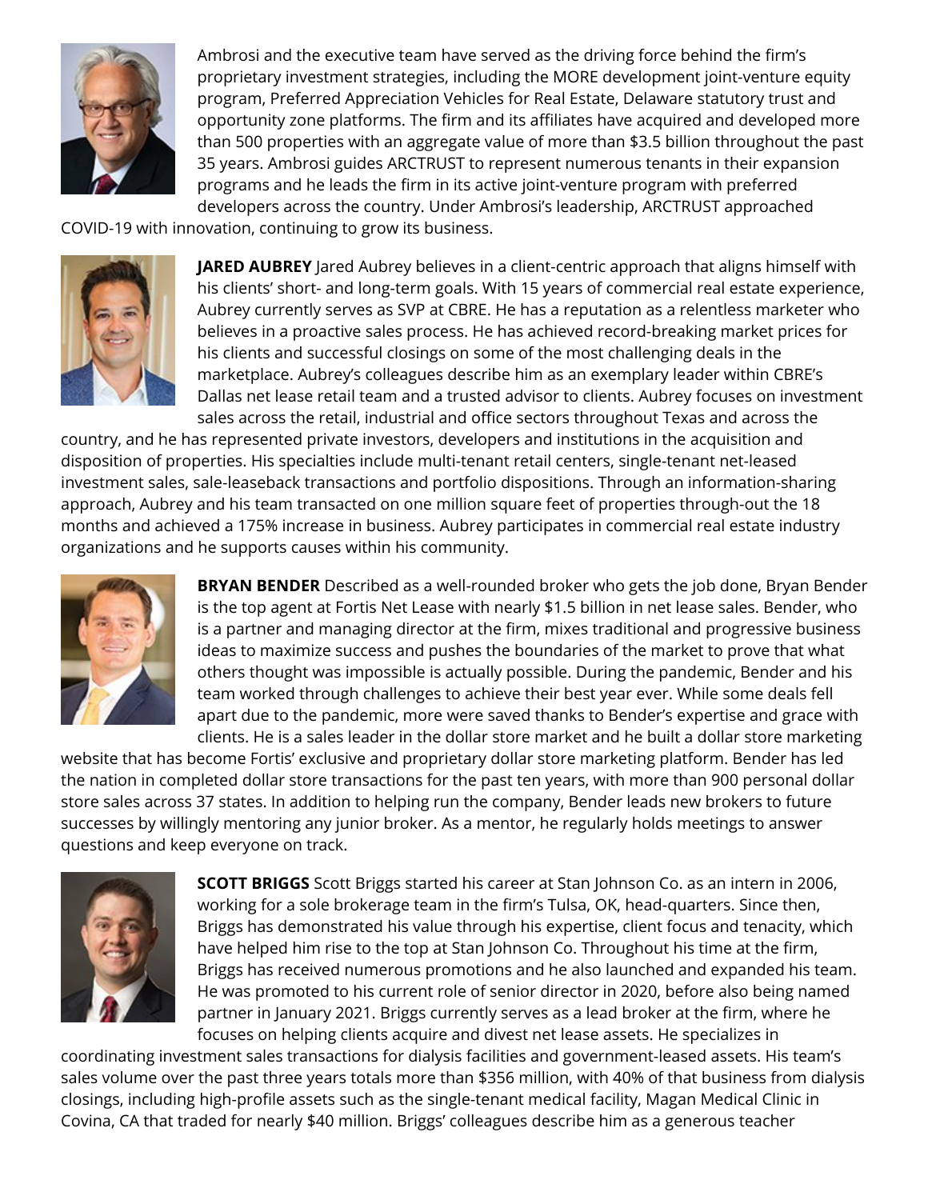Ambrosi and the executive team have served as the driving force behind the firm's proprietary investment strategies, including the MORE development joint-venture equity program, Preferred Appreciation Vehicles for Real Estate, Delaware statutory trust and opportunity zone platforms. The firm and its affiliates have acquired and developed more than 500 properties with an aggregate value of more than $3.5 billion throughout the past 35 years. Ambrosi guides ARCTRUST to represent numerous tenants in their expansion programs and he leads the firm in its active joint-venture program with preferred developers across the country. Under Ambrosi's leadership, ARCTRUST approached COVID-19 with innovation, continuing to grow its business.

**JARED AUBREY** Jared Aubrey believes in a client-centric approach that aligns himself with his clients' short- and long-term goals. With 15 years of commercial real estate experience, Aubrey currently serves as SVP at CBRE. He has a reputation as a relentless marketer who believes in a proactive sales process. He has achieved record-breaking market prices for his clients and successful closings on some of the most challenging deals in the marketplace. Aubrey's colleagues describe him as an exemplary leader within CBRE's Dallas net lease retail team and a trusted advisor to clients. Aubrey focuses on investment sales across the retail, industrial and office sectors throughout Texas and across the country, and he has represented private investors, developers and institutions in the acquisition and disposition of properties. His specialties include multi-tenant retail centers, single-tenant net-leased investment sales, sale-leaseback transactions and portfolio dispositions. Through an information-sharing approach, Aubrey and his team transacted on one million square feet of properties through-out the 18 months and achieved a 175% increase in business. Aubrey participates in commercial real estate industry organizations and he supports causes within his community.

**BRYAN BENDER** Described as a well-rounded broker who gets the job done, Bryan Bender is the top agent at Fortis Net Lease with nearly $1.5 billion in net lease sales. Bender, who is a partner and managing director at the firm, mixes traditional and progressive business ideas to maximize success and pushes the boundaries of the market to prove that what others thought was impossible is actually possible. During the pandemic, Bender and his team worked through challenges to achieve their best year ever. While some deals fell apart due to the pandemic, more were saved thanks to Bender's expertise and grace with clients. He is a sales leader in the dollar store market and he built a dollar store marketing website that has become Fortis' exclusive and proprietary dollar store marketing platform. Bender has led the nation in completed dollar store transactions for the past ten years, with more than 900 personal dollar store sales across 37 states. In addition to helping run the company, Bender leads new brokers to future successes by willingly mentoring any junior broker. As a mentor, he regularly holds meetings to answer questions and keep everyone on track.

**SCOTT BRIGGS** Scott Briggs started his career at Stan Johnson Co. as an intern in 2006, working for a sole brokerage team in the firm's Tulsa, OK, head-quarters. Since then, Briggs has demonstrated his value through his expertise, client focus and tenacity, which have helped him rise to the top at Stan Johnson Co. Throughout his time at the firm, Briggs has received numerous promotions and he also launched and expanded his team. He was promoted to his current role of senior director in 2020, before also being named partner in January 2021. Briggs currently serves as a lead broker at the firm, where he focuses on helping clients acquire and divest net lease assets. He specializes in coordinating investment sales transactions for dialysis facilities and government-leased assets. His team's sales volume over the past three years totals more than $356 million, with 40% of that business from dialysis closings, including high-profile assets such as the single-tenant medical facility, Magan Medical Clinic in Covina, CA that traded for nearly $40 million. Briggs' colleagues describe him as a generous teacher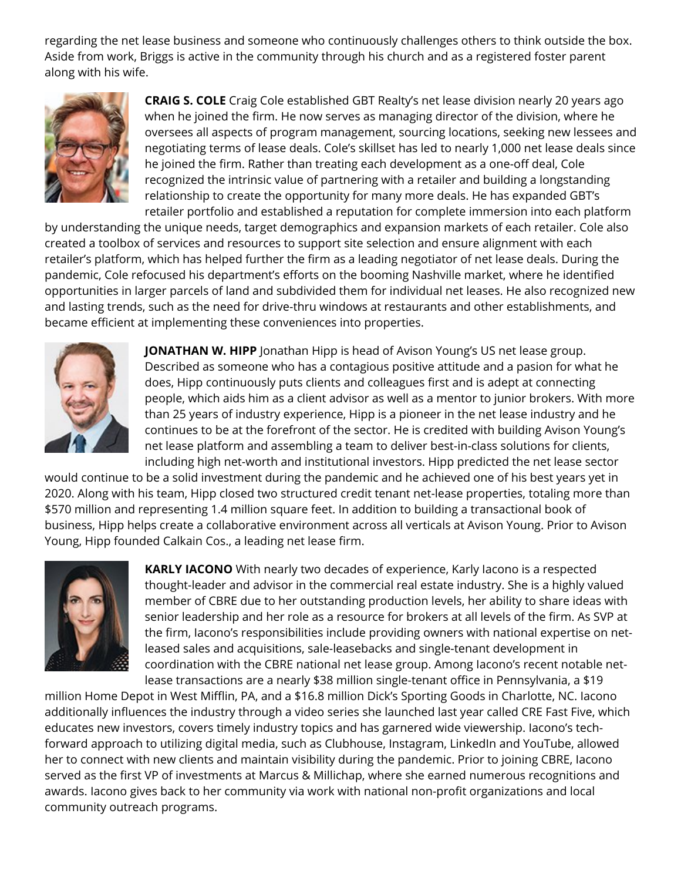regarding the net lease business and someone who continuously challenges others to think outside the box. Aside from work, Briggs is active in the community through his church and as a registered foster parent along with his wife.

**CRAIG S. COLE** Craig Cole established GBT Realty's net lease division nearly 20 years ago when he joined the firm. He now serves as managing director of the division, where he oversees all aspects of program management, sourcing locations, seeking new lessees and negotiating terms of lease deals. Cole's skillset has led to nearly 1,000 net lease deals since he joined the firm. Rather than treating each development as a one-off deal, Cole recognized the intrinsic value of partnering with a retailer and building a longstanding relationship to create the opportunity for many more deals. He has expanded GBT's retailer portfolio and established a reputation for complete immersion into each platform by understanding the unique needs, target demographics and expansion markets of each retailer. Cole also created a toolbox of services and resources to support site selection and ensure alignment with each retailer's platform, which has helped further the firm as a leading negotiator of net lease deals. During the pandemic, Cole refocused his department's efforts on the booming Nashville market, where he identified opportunities in larger parcels of land and subdivided them for individual net leases. He also recognized new and lasting trends, such as the need for drive-thru windows at restaurants and other establishments, and became efficient at implementing these conveniences into properties.

**JONATHAN W. HIPP** Jonathan Hipp is head of Avison Young's US net lease group. Described as someone who has a contagious positive attitude and a pasion for what he does, Hipp continuously puts clients and colleagues first and is adept at connecting people, which aids him as a client advisor as well as a mentor to junior brokers. With more than 25 years of industry experience, Hipp is a pioneer in the net lease industry and he continues to be at the forefront of the sector. He is credited with building Avison Young's net lease platform and assembling a team to deliver best-in-class solutions for clients, including high net-worth and institutional investors. Hipp predicted the net lease sector would continue to be a solid investment during the pandemic and he achieved one of his best years yet in 2020. Along with his team, Hipp closed two structured credit tenant net-lease properties, totaling more than $570 million and representing 1.4 million square feet. In addition to building a transactional book of business, Hipp helps create a collaborative environment across all verticals at Avison Young. Prior to Avison Young, Hipp founded Calkain Cos., a leading net lease firm.

**KARLY IACONO** With nearly two decades of experience, Karly Iacono is a respected thought-leader and advisor in the commercial real estate industry. She is a highly valued member of CBRE due to her outstanding production levels, her ability to share ideas with senior leadership and her role as a resource for brokers at all levels of the firm. As SVP at the firm, Iacono's responsibilities include providing owners with national expertise on net-leased sales and acquisitions, sale-leasebacks and single-tenant development in coordination with the CBRE national net lease group. Among Iacono's recent notable net-lease transactions are a nearly $38 million single-tenant office in Pennsylvania, a $19 million Home Depot in West Mifflin, PA, and a $16.8 million Dick's Sporting Goods in Charlotte, NC. Iacono additionally influences the industry through a video series she launched last year called CRE Fast Five, which educates new investors, covers timely industry topics and has garnered wide viewership. Iacono's tech-forward approach to utilizing digital media, such as Clubhouse, Instagram, LinkedIn and YouTube, allowed her to connect with new clients and maintain visibility during the pandemic. Prior to joining CBRE, Iacono served as the first VP of investments at Marcus & Millichap, where she earned numerous recognitions and awards. Iacono gives back to her community via work with national non-profit organizations and local community outreach programs.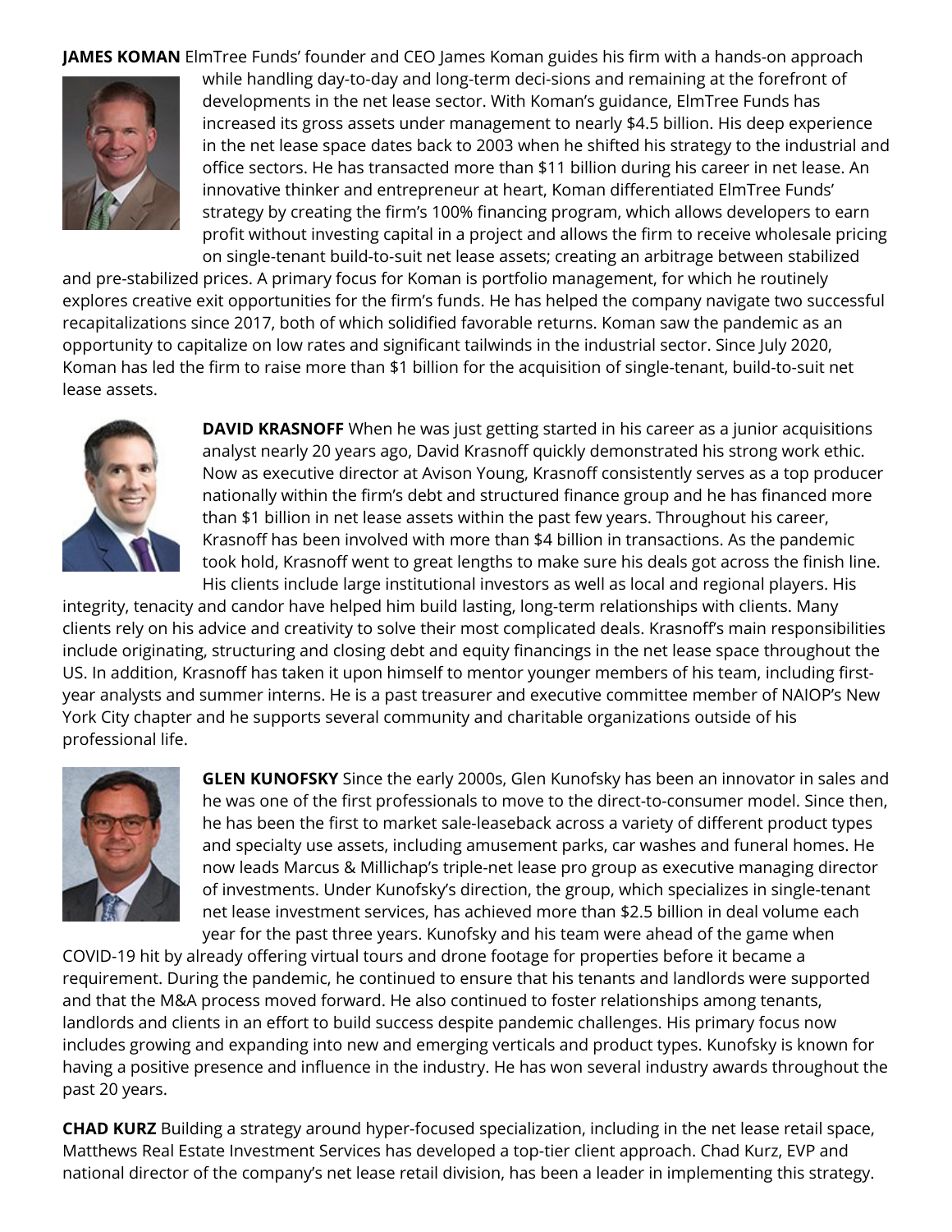**JAMES KOMAN** ElmTree Funds' founder and CEO James Koman guides his firm with a hands-on approach while handling day-to-day and long-term deci-sions and remaining at the forefront of developments in the net lease sector. With Koman's guidance, ElmTree Funds has increased its gross assets under management to nearly $4.5 billion. His deep experience in the net lease space dates back to 2003 when he shifted his strategy to the industrial and office sectors. He has transacted more than $11 billion during his career in net lease. An innovative thinker and entrepreneur at heart, Koman differentiated ElmTree Funds' strategy by creating the firm's 100% financing program, which allows developers to earn profit without investing capital in a project and allows the firm to receive wholesale pricing on single-tenant build-to-suit net lease assets; creating an arbitrage between stabilized and pre-stabilized prices. A primary focus for Koman is portfolio management, for which he routinely explores creative exit opportunities for the firm's funds. He has helped the company navigate two successful recapitalizations since 2017, both of which solidified favorable returns. Koman saw the pandemic as an opportunity to capitalize on low rates and significant tailwinds in the industrial sector. Since July 2020, Koman has led the firm to raise more than $1 billion for the acquisition of single-tenant, build-to-suit net lease assets.

**DAVID KRASNOFF** When he was just getting started in his career as a junior acquisitions analyst nearly 20 years ago, David Krasnoff quickly demonstrated his strong work ethic. Now as executive director at Avison Young, Krasnoff consistently serves as a top producer nationally within the firm's debt and structured finance group and he has financed more than $1 billion in net lease assets within the past few years. Throughout his career, Krasnoff has been involved with more than $4 billion in transactions. As the pandemic took hold, Krasnoff went to great lengths to make sure his deals got across the finish line. His clients include large institutional investors as well as local and regional players. His integrity, tenacity and candor have helped him build lasting, long-term relationships with clients. Many clients rely on his advice and creativity to solve their most complicated deals. Krasnoff's main responsibilities include originating, structuring and closing debt and equity financings in the net lease space throughout the US. In addition, Krasnoff has taken it upon himself to mentor younger members of his team, including first-year analysts and summer interns. He is a past treasurer and executive committee member of NAIOP's New York City chapter and he supports several community and charitable organizations outside of his professional life.

**GLEN KUNOFSKY** Since the early 2000s, Glen Kunofsky has been an innovator in sales and he was one of the first professionals to move to the direct-to-consumer model. Since then, he has been the first to market sale-leaseback across a variety of different product types and specialty use assets, including amusement parks, car washes and funeral homes. He now leads Marcus & Millichap's triple-net lease pro group as executive managing director of investments. Under Kunofsky's direction, the group, which specializes in single-tenant net lease investment services, has achieved more than $2.5 billion in deal volume each year for the past three years. Kunofsky and his team were ahead of the game when COVID-19 hit by already offering virtual tours and drone footage for properties before it became a requirement. During the pandemic, he continued to ensure that his tenants and landlords were supported and that the M&A process moved forward. He also continued to foster relationships among tenants, landlords and clients in an effort to build success despite pandemic challenges. His primary focus now includes growing and expanding into new and emerging verticals and product types. Kunofsky is known for having a positive presence and influence in the industry. He has won several industry awards throughout the past 20 years.

**CHAD KURZ** Building a strategy around hyper-focused specialization, including in the net lease retail space, Matthews Real Estate Investment Services has developed a top-tier client approach. Chad Kurz, EVP and national director of the company's net lease retail division, has been a leader in implementing this strategy.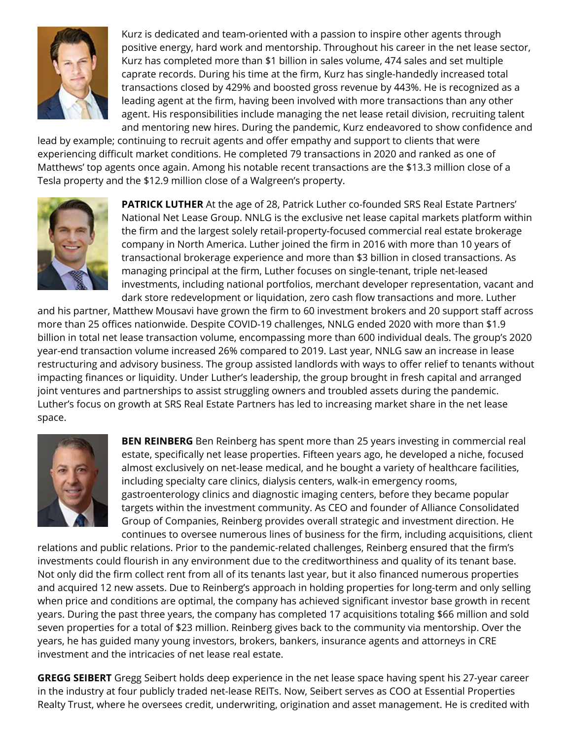Kurz is dedicated and team-oriented with a passion to inspire other agents through positive energy, hard work and mentorship. Throughout his career in the net lease sector, Kurz has completed more than $1 billion in sales volume, 474 sales and set multiple caprate records. During his time at the firm, Kurz has single-handedly increased total transactions closed by 429% and boosted gross revenue by 443%. He is recognized as a leading agent at the firm, having been involved with more transactions than any other agent. His responsibilities include managing the net lease retail division, recruiting talent and mentoring new hires. During the pandemic, Kurz endeavored to show confidence and lead by example; continuing to recruit agents and offer empathy and support to clients that were experiencing difficult market conditions. He completed 79 transactions in 2020 and ranked as one of Matthews' top agents once again. Among his notable recent transactions are the $13.3 million close of a Tesla property and the $12.9 million close of a Walgreen's property.

**PATRICK LUTHER** At the age of 28, Patrick Luther co-founded SRS Real Estate Partners' National Net Lease Group. NNLG is the exclusive net lease capital markets platform within the firm and the largest solely retail-property-focused commercial real estate brokerage company in North America. Luther joined the firm in 2016 with more than 10 years of transactional brokerage experience and more than $3 billion in closed transactions. As managing principal at the firm, Luther focuses on single-tenant, triple net-leased investments, including national portfolios, merchant developer representation, vacant and dark store redevelopment or liquidation, zero cash flow transactions and more. Luther and his partner, Matthew Mousavi have grown the firm to 60 investment brokers and 20 support staff across more than 25 offices nationwide. Despite COVID-19 challenges, NNLG ended 2020 with more than $1.9 billion in total net lease transaction volume, encompassing more than 600 individual deals. The group's 2020 year-end transaction volume increased 26% compared to 2019. Last year, NNLG saw an increase in lease restructuring and advisory business. The group assisted landlords with ways to offer relief to tenants without impacting finances or liquidity. Under Luther's leadership, the group brought in fresh capital and arranged joint ventures and partnerships to assist struggling owners and troubled assets during the pandemic. Luther's focus on growth at SRS Real Estate Partners has led to increasing market share in the net lease space.

**BEN REINBERG** Ben Reinberg has spent more than 25 years investing in commercial real estate, specifically net lease properties. Fifteen years ago, he developed a niche, focused almost exclusively on net-lease medical, and he bought a variety of healthcare facilities, including specialty care clinics, dialysis centers, walk-in emergency rooms, gastroenterology clinics and diagnostic imaging centers, before they became popular targets within the investment community. As CEO and founder of Alliance Consolidated Group of Companies, Reinberg provides overall strategic and investment direction. He continues to oversee numerous lines of business for the firm, including acquisitions, client relations and public relations. Prior to the pandemic-related challenges, Reinberg ensured that the firm's investments could flourish in any environment due to the creditworthiness and quality of its tenant base. Not only did the firm collect rent from all of its tenants last year, but it also financed numerous properties and acquired 12 new assets. Due to Reinberg's approach in holding properties for long-term and only selling when price and conditions are optimal, the company has achieved significant investor base growth in recent years. During the past three years, the company has completed 17 acquisitions totaling $66 million and sold seven properties for a total of $23 million. Reinberg gives back to the community via mentorship. Over the years, he has guided many young investors, brokers, bankers, insurance agents and attorneys in CRE investment and the intricacies of net lease real estate.

**GREGG SEIBERT** Gregg Seibert holds deep experience in the net lease space having spent his 27-year career in the industry at four publicly traded net-lease REITs. Now, Seibert serves as COO at Essential Properties Realty Trust, where he oversees credit, underwriting, origination and asset management. He is credited with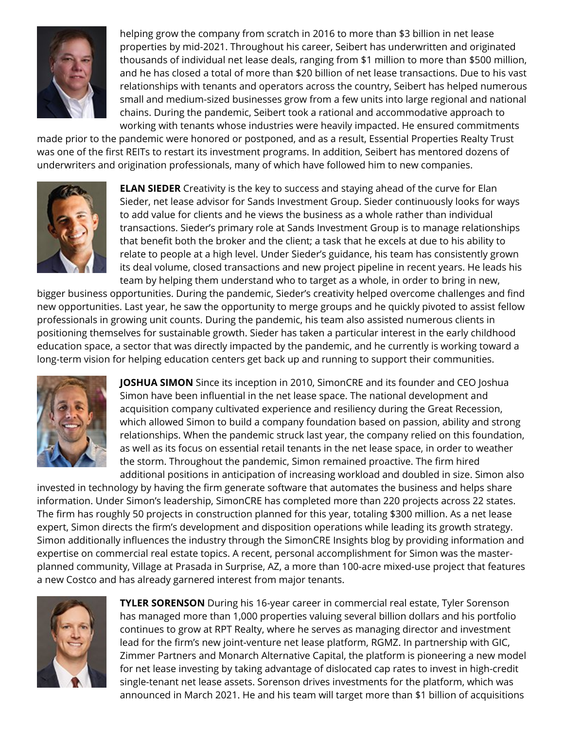helping grow the company from scratch in 2016 to more than $3 billion in net lease properties by mid-2021. Throughout his career, Seibert has underwritten and originated thousands of individual net lease deals, ranging from $1 million to more than $500 million, and he has closed a total of more than $20 billion of net lease transactions. Due to his vast relationships with tenants and operators across the country, Seibert has helped numerous small and medium-sized businesses grow from a few units into large regional and national chains. During the pandemic, Seibert took a rational and accommodative approach to working with tenants whose industries were heavily impacted. He ensured commitments made prior to the pandemic were honored or postponed, and as a result, Essential Properties Realty Trust was one of the first REITs to restart its investment programs. In addition, Seibert has mentored dozens of underwriters and origination professionals, many of which have followed him to new companies.

**ELAN SIEDER** Creativity is the key to success and staying ahead of the curve for Elan Sieder, net lease advisor for Sands Investment Group. Sieder continuously looks for ways to add value for clients and he views the business as a whole rather than individual transactions. Sieder's primary role at Sands Investment Group is to manage relationships that benefit both the broker and the client; a task that he excels at due to his ability to relate to people at a high level. Under Sieder's guidance, his team has consistently grown its deal volume, closed transactions and new project pipeline in recent years. He leads his team by helping them understand who to target as a whole, in order to bring in new, bigger business opportunities. During the pandemic, Sieder's creativity helped overcome challenges and find new opportunities. Last year, he saw the opportunity to merge groups and he quickly pivoted to assist fellow professionals in growing unit counts. During the pandemic, his team also assisted numerous clients in positioning themselves for sustainable growth. Sieder has taken a particular interest in the early childhood education space, a sector that was directly impacted by the pandemic, and he currently is working toward a long-term vision for helping education centers get back up and running to support their communities.

**JOSHUA SIMON** Since its inception in 2010, SimonCRE and its founder and CEO Joshua Simon have been influential in the net lease space. The national development and acquisition company cultivated experience and resiliency during the Great Recession, which allowed Simon to build a company foundation based on passion, ability and strong relationships. When the pandemic struck last year, the company relied on this foundation, as well as its focus on essential retail tenants in the net lease space, in order to weather the storm. Throughout the pandemic, Simon remained proactive. The firm hired additional positions in anticipation of increasing workload and doubled in size. Simon also invested in technology by having the firm generate software that automates the business and helps share information. Under Simon's leadership, SimonCRE has completed more than 220 projects across 22 states. The firm has roughly 50 projects in construction planned for this year, totaling $300 million. As a net lease expert, Simon directs the firm's development and disposition operations while leading its growth strategy. Simon additionally influences the industry through the SimonCRE Insights blog by providing information and expertise on commercial real estate topics. A recent, personal accomplishment for Simon was the master-planned community, Village at Prasada in Surprise, AZ, a more than 100-acre mixed-use project that features a new Costco and has already garnered interest from major tenants.

**TYLER SORENSON** During his 16-year career in commercial real estate, Tyler Sorenson has managed more than 1,000 properties valuing several billion dollars and his portfolio continues to grow at RPT Realty, where he serves as managing director and investment lead for the firm's new joint-venture net lease platform, RGMZ. In partnership with GIC, Zimmer Partners and Monarch Alternative Capital, the platform is pioneering a new model for net lease investing by taking advantage of dislocated cap rates to invest in high-credit single-tenant net lease assets. Sorenson drives investments for the platform, which was announced in March 2021. He and his team will target more than $1 billion of acquisitions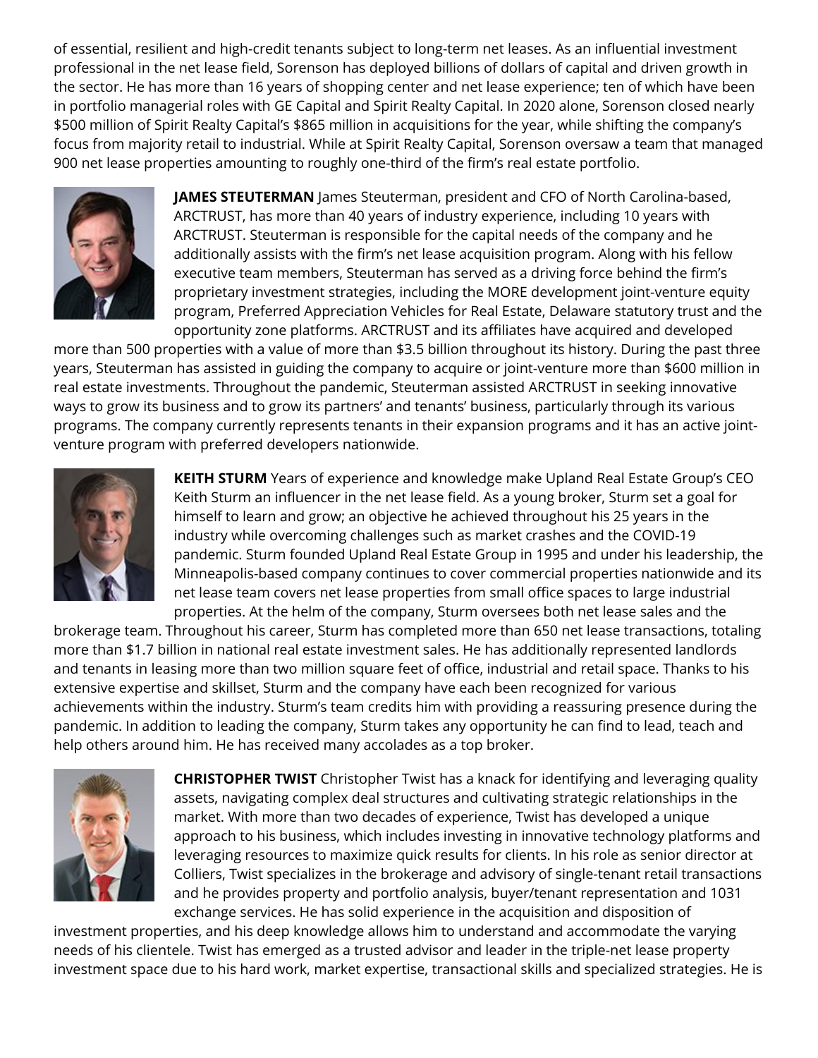of essential, resilient and high-credit tenants subject to long-term net leases. As an influential investment professional in the net lease field, Sorenson has deployed billions of dollars of capital and driven growth in the sector. He has more than 16 years of shopping center and net lease experience; ten of which have been in portfolio managerial roles with GE Capital and Spirit Realty Capital. In 2020 alone, Sorenson closed nearly $500 million of Spirit Realty Capital's $865 million in acquisitions for the year, while shifting the company's focus from majority retail to industrial. While at Spirit Realty Capital, Sorenson oversaw a team that managed 900 net lease properties amounting to roughly one-third of the firm's real estate portfolio.

**JAMES STEUTERMAN** James Steuterman, president and CFO of North Carolina-based, ARCTRUST, has more than 40 years of industry experience, including 10 years with ARCTRUST. Steuterman is responsible for the capital needs of the company and he additionally assists with the firm's net lease acquisition program. Along with his fellow executive team members, Steuterman has served as a driving force behind the firm's proprietary investment strategies, including the MORE development joint-venture equity program, Preferred Appreciation Vehicles for Real Estate, Delaware statutory trust and the opportunity zone platforms. ARCTRUST and its affiliates have acquired and developed more than 500 properties with a value of more than $3.5 billion throughout its history. During the past three years, Steuterman has assisted in guiding the company to acquire or joint-venture more than $600 million in real estate investments. Throughout the pandemic, Steuterman assisted ARCTRUST in seeking innovative ways to grow its business and to grow its partners' and tenants' business, particularly through its various programs. The company currently represents tenants in their expansion programs and it has an active joint-venture program with preferred developers nationwide.

**KEITH STURM** Years of experience and knowledge make Upland Real Estate Group's CEO Keith Sturm an influencer in the net lease field. As a young broker, Sturm set a goal for himself to learn and grow; an objective he achieved throughout his 25 years in the industry while overcoming challenges such as market crashes and the COVID-19 pandemic. Sturm founded Upland Real Estate Group in 1995 and under his leadership, the Minneapolis-based company continues to cover commercial properties nationwide and its net lease team covers net lease properties from small office spaces to large industrial properties. At the helm of the company, Sturm oversees both net lease sales and the brokerage team. Throughout his career, Sturm has completed more than 650 net lease transactions, totaling more than $1.7 billion in national real estate investment sales. He has additionally represented landlords and tenants in leasing more than two million square feet of office, industrial and retail space. Thanks to his extensive expertise and skillset, Sturm and the company have each been recognized for various achievements within the industry. Sturm's team credits him with providing a reassuring presence during the pandemic. In addition to leading the company, Sturm takes any opportunity he can find to lead, teach and help others around him. He has received many accolades as a top broker.

**CHRISTOPHER TWIST** Christopher Twist has a knack for identifying and leveraging quality assets, navigating complex deal structures and cultivating strategic relationships in the market. With more than two decades of experience, Twist has developed a unique approach to his business, which includes investing in innovative technology platforms and leveraging resources to maximize quick results for clients. In his role as senior director at Colliers, Twist specializes in the brokerage and advisory of single-tenant retail transactions and he provides property and portfolio analysis, buyer/tenant representation and 1031 exchange services. He has solid experience in the acquisition and disposition of investment properties, and his deep knowledge allows him to understand and accommodate the varying needs of his clientele. Twist has emerged as a trusted advisor and leader in the triple-net lease property investment space due to his hard work, market expertise, transactional skills and specialized strategies. He is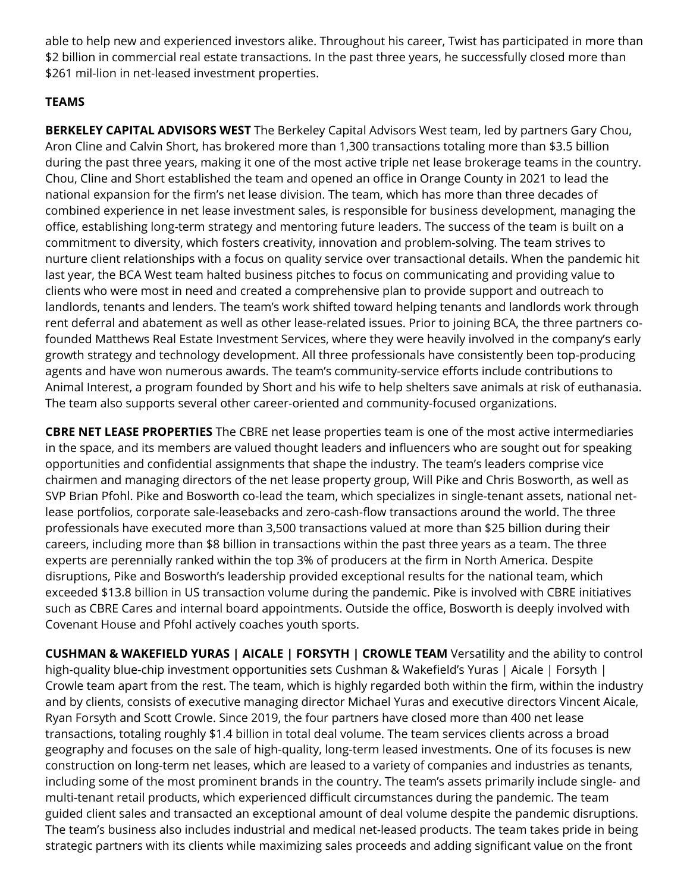able to help new and experienced investors alike. Throughout his career, Twist has participated in more than $2 billion in commercial real estate transactions. In the past three years, he successfully closed more than $261 mil-lion in net-leased investment properties.

**TEAMS**

**BERKELEY CAPITAL ADVISORS WEST** The Berkeley Capital Advisors West team, led by partners Gary Chou, Aron Cline and Calvin Short, has brokered more than 1,300 transactions totaling more than $3.5 billion during the past three years, making it one of the most active triple net lease brokerage teams in the country. Chou, Cline and Short established the team and opened an office in Orange County in 2021 to lead the national expansion for the firm's net lease division. The team, which has more than three decades of combined experience in net lease investment sales, is responsible for business development, managing the office, establishing long-term strategy and mentoring future leaders. The success of the team is built on a commitment to diversity, which fosters creativity, innovation and problem-solving. The team strives to nurture client relationships with a focus on quality service over transactional details. When the pandemic hit last year, the BCA West team halted business pitches to focus on communicating and providing value to clients who were most in need and created a comprehensive plan to provide support and outreach to landlords, tenants and lenders. The team's work shifted toward helping tenants and landlords work through rent deferral and abatement as well as other lease-related issues. Prior to joining BCA, the three partners co-founded Matthews Real Estate Investment Services, where they were heavily involved in the company's early growth strategy and technology development. All three professionals have consistently been top-producing agents and have won numerous awards. The team's community-service efforts include contributions to Animal Interest, a program founded by Short and his wife to help shelters save animals at risk of euthanasia. The team also supports several other career-oriented and community-focused organizations.

**CBRE NET LEASE PROPERTIES** The CBRE net lease properties team is one of the most active intermediaries in the space, and its members are valued thought leaders and influencers who are sought out for speaking opportunities and confidential assignments that shape the industry. The team's leaders comprise vice chairmen and managing directors of the net lease property group, Will Pike and Chris Bosworth, as well as SVP Brian Pfohl. Pike and Bosworth co-lead the team, which specializes in single-tenant assets, national net-lease portfolios, corporate sale-leasebacks and zero-cash-flow transactions around the world. The three professionals have executed more than 3,500 transactions valued at more than $25 billion during their careers, including more than $8 billion in transactions within the past three years as a team. The three experts are perennially ranked within the top 3% of producers at the firm in North America. Despite disruptions, Pike and Bosworth's leadership provided exceptional results for the national team, which exceeded $13.8 billion in US transaction volume during the pandemic. Pike is involved with CBRE initiatives such as CBRE Cares and internal board appointments. Outside the office, Bosworth is deeply involved with Covenant House and Pfohl actively coaches youth sports.

**CUSHMAN & WAKEFIELD YURAS | AICALE | FORSYTH | CROWLE TEAM** Versatility and the ability to control high-quality blue-chip investment opportunities sets Cushman & Wakefield's Yuras | Aicale | Forsyth | Crowle team apart from the rest. The team, which is highly regarded both within the firm, within the industry and by clients, consists of executive managing director Michael Yuras and executive directors Vincent Aicale, Ryan Forsyth and Scott Crowle. Since 2019, the four partners have closed more than 400 net lease transactions, totaling roughly $1.4 billion in total deal volume. The team services clients across a broad geography and focuses on the sale of high-quality, long-term leased investments. One of its focuses is new construction on long-term net leases, which are leased to a variety of companies and industries as tenants, including some of the most prominent brands in the country. The team's assets primarily include single- and multi-tenant retail products, which experienced difficult circumstances during the pandemic. The team guided client sales and transacted an exceptional amount of deal volume despite the pandemic disruptions. The team's business also includes industrial and medical net-leased products. The team takes pride in being strategic partners with its clients while maximizing sales proceeds and adding significant value on the front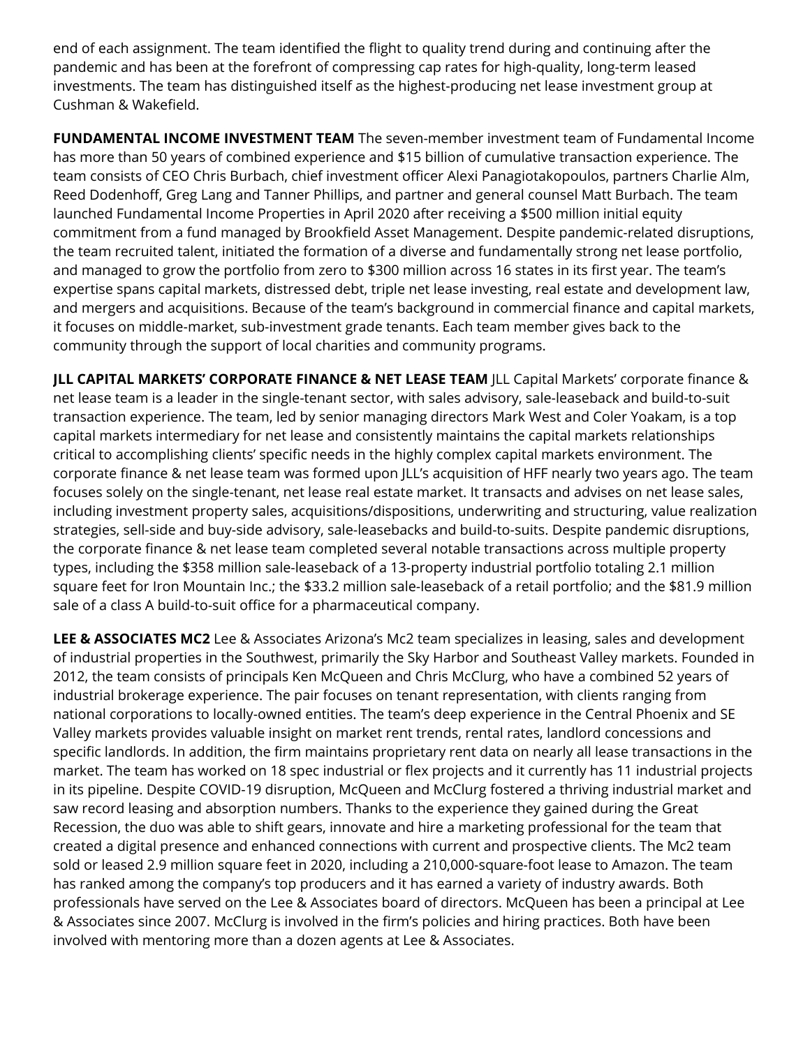end of each assignment. The team identified the flight to quality trend during and continuing after the pandemic and has been at the forefront of compressing cap rates for high-quality, long-term leased investments. The team has distinguished itself as the highest-producing net lease investment group at Cushman & Wakefield.

**FUNDAMENTAL INCOME INVESTMENT TEAM** The seven-member investment team of Fundamental Income has more than 50 years of combined experience and $15 billion of cumulative transaction experience. The team consists of CEO Chris Burbach, chief investment officer Alexi Panagiotakopoulos, partners Charlie Alm, Reed Dodenhoff, Greg Lang and Tanner Phillips, and partner and general counsel Matt Burbach. The team launched Fundamental Income Properties in April 2020 after receiving a $500 million initial equity commitment from a fund managed by Brookfield Asset Management. Despite pandemic-related disruptions, the team recruited talent, initiated the formation of a diverse and fundamentally strong net lease portfolio, and managed to grow the portfolio from zero to $300 million across 16 states in its first year. The team's expertise spans capital markets, distressed debt, triple net lease investing, real estate and development law, and mergers and acquisitions. Because of the team's background in commercial finance and capital markets, it focuses on middle-market, sub-investment grade tenants. Each team member gives back to the community through the support of local charities and community programs.

**JLL CAPITAL MARKETS' CORPORATE FINANCE & NET LEASE TEAM** JLL Capital Markets' corporate finance & net lease team is a leader in the single-tenant sector, with sales advisory, sale-leaseback and build-to-suit transaction experience. The team, led by senior managing directors Mark West and Coler Yoakam, is a top capital markets intermediary for net lease and consistently maintains the capital markets relationships critical to accomplishing clients' specific needs in the highly complex capital markets environment. The corporate finance & net lease team was formed upon JLL's acquisition of HFF nearly two years ago. The team focuses solely on the single-tenant, net lease real estate market. It transacts and advises on net lease sales, including investment property sales, acquisitions/dispositions, underwriting and structuring, value realization strategies, sell-side and buy-side advisory, sale-leasebacks and build-to-suits. Despite pandemic disruptions, the corporate finance & net lease team completed several notable transactions across multiple property types, including the $358 million sale-leaseback of a 13-property industrial portfolio totaling 2.1 million square feet for Iron Mountain Inc.; the $33.2 million sale-leaseback of a retail portfolio; and the $81.9 million sale of a class A build-to-suit office for a pharmaceutical company.

**LEE & ASSOCIATES MC2** Lee & Associates Arizona's Mc2 team specializes in leasing, sales and development of industrial properties in the Southwest, primarily the Sky Harbor and Southeast Valley markets. Founded in 2012, the team consists of principals Ken McQueen and Chris McClurg, who have a combined 52 years of industrial brokerage experience. The pair focuses on tenant representation, with clients ranging from national corporations to locally-owned entities. The team's deep experience in the Central Phoenix and SE Valley markets provides valuable insight on market rent trends, rental rates, landlord concessions and specific landlords. In addition, the firm maintains proprietary rent data on nearly all lease transactions in the market. The team has worked on 18 spec industrial or flex projects and it currently has 11 industrial projects in its pipeline. Despite COVID-19 disruption, McQueen and McClurg fostered a thriving industrial market and saw record leasing and absorption numbers. Thanks to the experience they gained during the Great Recession, the duo was able to shift gears, innovate and hire a marketing professional for the team that created a digital presence and enhanced connections with current and prospective clients. The Mc2 team sold or leased 2.9 million square feet in 2020, including a 210,000-square-foot lease to Amazon. The team has ranked among the company's top producers and it has earned a variety of industry awards. Both professionals have served on the Lee & Associates board of directors. McQueen has been a principal at Lee & Associates since 2007. McClurg is involved in the firm's policies and hiring practices. Both have been involved with mentoring more than a dozen agents at Lee & Associates.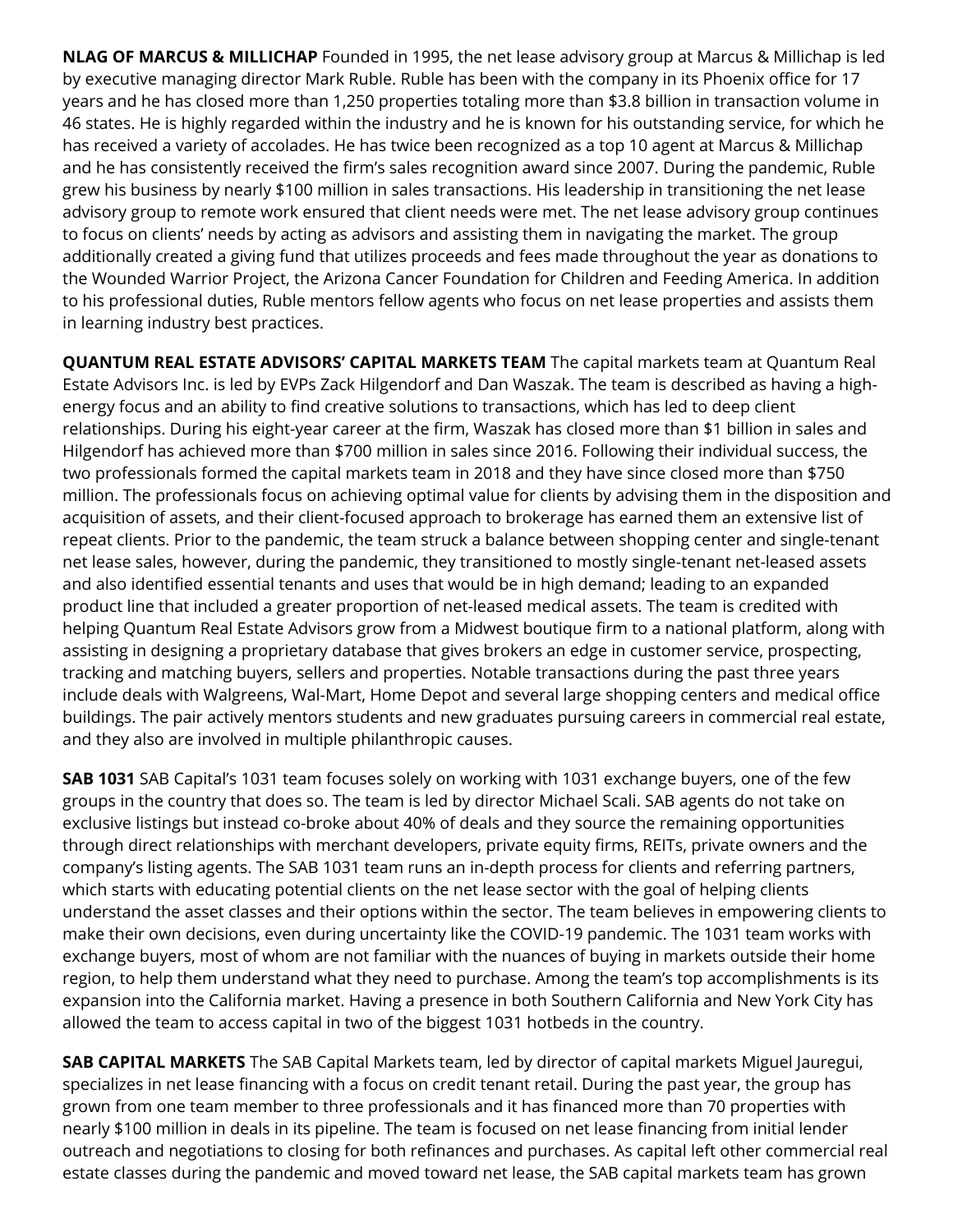**NLAG OF MARCUS & MILLICHAP** Founded in 1995, the net lease advisory group at Marcus & Millichap is led by executive managing director Mark Ruble. Ruble has been with the company in its Phoenix office for 17 years and he has closed more than 1,250 properties totaling more than $3.8 billion in transaction volume in 46 states. He is highly regarded within the industry and he is known for his outstanding service, for which he has received a variety of accolades. He has twice been recognized as a top 10 agent at Marcus & Millichap and he has consistently received the firm's sales recognition award since 2007. During the pandemic, Ruble grew his business by nearly $100 million in sales transactions. His leadership in transitioning the net lease advisory group to remote work ensured that client needs were met. The net lease advisory group continues to focus on clients' needs by acting as advisors and assisting them in navigating the market. The group additionally created a giving fund that utilizes proceeds and fees made throughout the year as donations to the Wounded Warrior Project, the Arizona Cancer Foundation for Children and Feeding America. In addition to his professional duties, Ruble mentors fellow agents who focus on net lease properties and assists them in learning industry best practices.

**QUANTUM REAL ESTATE ADVISORS' CAPITAL MARKETS TEAM** The capital markets team at Quantum Real Estate Advisors Inc. is led by EVPs Zack Hilgendorf and Dan Waszak. The team is described as having a high-energy focus and an ability to find creative solutions to transactions, which has led to deep client relationships. During his eight-year career at the firm, Waszak has closed more than $1 billion in sales and Hilgendorf has achieved more than $700 million in sales since 2016. Following their individual success, the two professionals formed the capital markets team in 2018 and they have since closed more than $750 million. The professionals focus on achieving optimal value for clients by advising them in the disposition and acquisition of assets, and their client-focused approach to brokerage has earned them an extensive list of repeat clients. Prior to the pandemic, the team struck a balance between shopping center and single-tenant net lease sales, however, during the pandemic, they transitioned to mostly single-tenant net-leased assets and also identified essential tenants and uses that would be in high demand; leading to an expanded product line that included a greater proportion of net-leased medical assets. The team is credited with helping Quantum Real Estate Advisors grow from a Midwest boutique firm to a national platform, along with assisting in designing a proprietary database that gives brokers an edge in customer service, prospecting, tracking and matching buyers, sellers and properties. Notable transactions during the past three years include deals with Walgreens, Wal-Mart, Home Depot and several large shopping centers and medical office buildings. The pair actively mentors students and new graduates pursuing careers in commercial real estate, and they also are involved in multiple philanthropic causes.

**SAB 1031** SAB Capital's 1031 team focuses solely on working with 1031 exchange buyers, one of the few groups in the country that does so. The team is led by director Michael Scali. SAB agents do not take on exclusive listings but instead co-broke about 40% of deals and they source the remaining opportunities through direct relationships with merchant developers, private equity firms, REITs, private owners and the company's listing agents. The SAB 1031 team runs an in-depth process for clients and referring partners, which starts with educating potential clients on the net lease sector with the goal of helping clients understand the asset classes and their options within the sector. The team believes in empowering clients to make their own decisions, even during uncertainty like the COVID-19 pandemic. The 1031 team works with exchange buyers, most of whom are not familiar with the nuances of buying in markets outside their home region, to help them understand what they need to purchase. Among the team's top accomplishments is its expansion into the California market. Having a presence in both Southern California and New York City has allowed the team to access capital in two of the biggest 1031 hotbeds in the country.

**SAB CAPITAL MARKETS** The SAB Capital Markets team, led by director of capital markets Miguel Jauregui, specializes in net lease financing with a focus on credit tenant retail. During the past year, the group has grown from one team member to three professionals and it has financed more than 70 properties with nearly $100 million in deals in its pipeline. The team is focused on net lease financing from initial lender outreach and negotiations to closing for both refinances and purchases. As capital left other commercial real estate classes during the pandemic and moved toward net lease, the SAB capital markets team has grown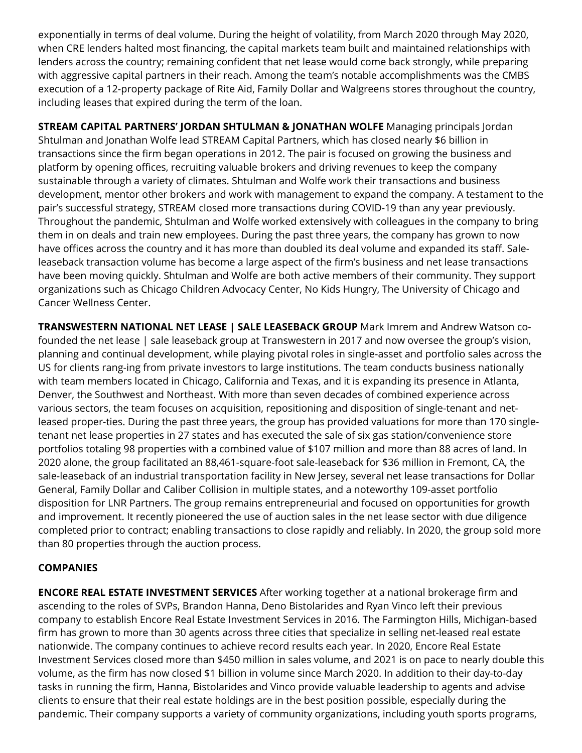exponentially in terms of deal volume. During the height of volatility, from March 2020 through May 2020, when CRE lenders halted most financing, the capital markets team built and maintained relationships with lenders across the country; remaining confident that net lease would come back strongly, while preparing with aggressive capital partners in their reach. Among the team's notable accomplishments was the CMBS execution of a 12-property package of Rite Aid, Family Dollar and Walgreens stores throughout the country, including leases that expired during the term of the loan.

**STREAM CAPITAL PARTNERS' JORDAN SHTULMAN & JONATHAN WOLFE** Managing principals Jordan Shtulman and Jonathan Wolfe lead STREAM Capital Partners, which has closed nearly $6 billion in transactions since the firm began operations in 2012. The pair is focused on growing the business and platform by opening offices, recruiting valuable brokers and driving revenues to keep the company sustainable through a variety of climates. Shtulman and Wolfe work their transactions and business development, mentor other brokers and work with management to expand the company. A testament to the pair's successful strategy, STREAM closed more transactions during COVID-19 than any year previously. Throughout the pandemic, Shtulman and Wolfe worked extensively with colleagues in the company to bring them in on deals and train new employees. During the past three years, the company has grown to now have offices across the country and it has more than doubled its deal volume and expanded its staff. Sale-leaseback transaction volume has become a large aspect of the firm's business and net lease transactions have been moving quickly. Shtulman and Wolfe are both active members of their community. They support organizations such as Chicago Children Advocacy Center, No Kids Hungry, The University of Chicago and Cancer Wellness Center.

**TRANSWESTERN NATIONAL NET LEASE | SALE LEASEBACK GROUP** Mark Imrem and Andrew Watson co-founded the net lease | sale leaseback group at Transwestern in 2017 and now oversee the group's vision, planning and continual development, while playing pivotal roles in single-asset and portfolio sales across the US for clients rang-ing from private investors to large institutions. The team conducts business nationally with team members located in Chicago, California and Texas, and it is expanding its presence in Atlanta, Denver, the Southwest and Northeast. With more than seven decades of combined experience across various sectors, the team focuses on acquisition, repositioning and disposition of single-tenant and net-leased proper-ties. During the past three years, the group has provided valuations for more than 170 single-tenant net lease properties in 27 states and has executed the sale of six gas station/convenience store portfolios totaling 98 properties with a combined value of $107 million and more than 88 acres of land. In 2020 alone, the group facilitated an 88,461-square-foot sale-leaseback for $36 million in Fremont, CA, the sale-leaseback of an industrial transportation facility in New Jersey, several net lease transactions for Dollar General, Family Dollar and Caliber Collision in multiple states, and a noteworthy 109-asset portfolio disposition for LNR Partners. The group remains entrepreneurial and focused on opportunities for growth and improvement. It recently pioneered the use of auction sales in the net lease sector with due diligence completed prior to contract; enabling transactions to close rapidly and reliably. In 2020, the group sold more than 80 properties through the auction process.

## COMPANIES

**ENCORE REAL ESTATE INVESTMENT SERVICES** After working together at a national brokerage firm and ascending to the roles of SVPs, Brandon Hanna, Deno Bistolarides and Ryan Vinco left their previous company to establish Encore Real Estate Investment Services in 2016. The Farmington Hills, Michigan-based firm has grown to more than 30 agents across three cities that specialize in selling net-leased real estate nationwide. The company continues to achieve record results each year. In 2020, Encore Real Estate Investment Services closed more than $450 million in sales volume, and 2021 is on pace to nearly double this volume, as the firm has now closed $1 billion in volume since March 2020. In addition to their day-to-day tasks in running the firm, Hanna, Bistolarides and Vinco provide valuable leadership to agents and advise clients to ensure that their real estate holdings are in the best position possible, especially during the pandemic. Their company supports a variety of community organizations, including youth sports programs,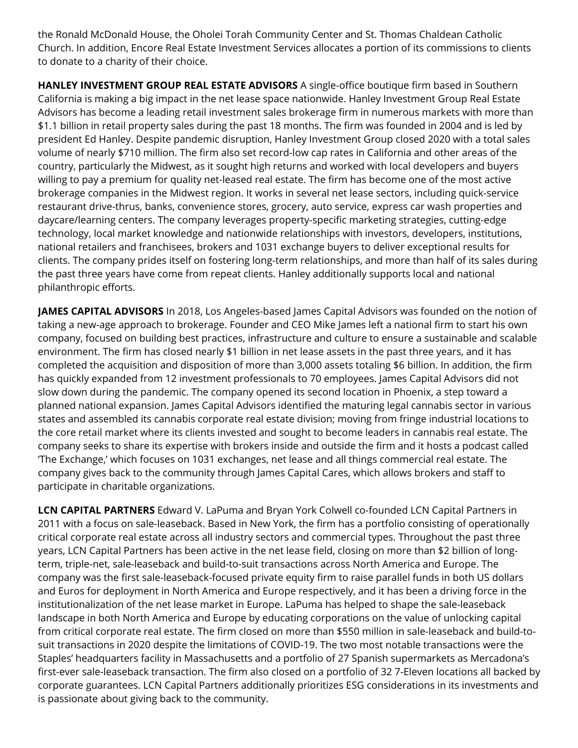the Ronald McDonald House, the Oholei Torah Community Center and St. Thomas Chaldean Catholic Church. In addition, Encore Real Estate Investment Services allocates a portion of its commissions to clients to donate to a charity of their choice.

**HANLEY INVESTMENT GROUP REAL ESTATE ADVISORS** A single-office boutique firm based in Southern California is making a big impact in the net lease space nationwide. Hanley Investment Group Real Estate Advisors has become a leading retail investment sales brokerage firm in numerous markets with more than $1.1 billion in retail property sales during the past 18 months. The firm was founded in 2004 and is led by president Ed Hanley. Despite pandemic disruption, Hanley Investment Group closed 2020 with a total sales volume of nearly $710 million. The firm also set record-low cap rates in California and other areas of the country, particularly the Midwest, as it sought high returns and worked with local developers and buyers willing to pay a premium for quality net-leased real estate. The firm has become one of the most active brokerage companies in the Midwest region. It works in several net lease sectors, including quick-service restaurant drive-thrus, banks, convenience stores, grocery, auto service, express car wash properties and daycare/learning centers. The company leverages property-specific marketing strategies, cutting-edge technology, local market knowledge and nationwide relationships with investors, developers, institutions, national retailers and franchisees, brokers and 1031 exchange buyers to deliver exceptional results for clients. The company prides itself on fostering long-term relationships, and more than half of its sales during the past three years have come from repeat clients. Hanley additionally supports local and national philanthropic efforts.

**JAMES CAPITAL ADVISORS** In 2018, Los Angeles-based James Capital Advisors was founded on the notion of taking a new-age approach to brokerage. Founder and CEO Mike James left a national firm to start his own company, focused on building best practices, infrastructure and culture to ensure a sustainable and scalable environment. The firm has closed nearly $1 billion in net lease assets in the past three years, and it has completed the acquisition and disposition of more than 3,000 assets totaling $6 billion. In addition, the firm has quickly expanded from 12 investment professionals to 70 employees. James Capital Advisors did not slow down during the pandemic. The company opened its second location in Phoenix, a step toward a planned national expansion. James Capital Advisors identified the maturing legal cannabis sector in various states and assembled its cannabis corporate real estate division; moving from fringe industrial locations to the core retail market where its clients invested and sought to become leaders in cannabis real estate. The company seeks to share its expertise with brokers inside and outside the firm and it hosts a podcast called 'The Exchange,' which focuses on 1031 exchanges, net lease and all things commercial real estate. The company gives back to the community through James Capital Cares, which allows brokers and staff to participate in charitable organizations.

**LCN CAPITAL PARTNERS** Edward V. LaPuma and Bryan York Colwell co-founded LCN Capital Partners in 2011 with a focus on sale-leaseback. Based in New York, the firm has a portfolio consisting of operationally critical corporate real estate across all industry sectors and commercial types. Throughout the past three years, LCN Capital Partners has been active in the net lease field, closing on more than $2 billion of long-term, triple-net, sale-leaseback and build-to-suit transactions across North America and Europe. The company was the first sale-leaseback-focused private equity firm to raise parallel funds in both US dollars and Euros for deployment in North America and Europe respectively, and it has been a driving force in the institutionalization of the net lease market in Europe. LaPuma has helped to shape the sale-leaseback landscape in both North America and Europe by educating corporations on the value of unlocking capital from critical corporate real estate. The firm closed on more than $550 million in sale-leaseback and build-to-suit transactions in 2020 despite the limitations of COVID-19. The two most notable transactions were the Staples' headquarters facility in Massachusetts and a portfolio of 27 Spanish supermarkets as Mercadona's first-ever sale-leaseback transaction. The firm also closed on a portfolio of 32 7-Eleven locations all backed by corporate guarantees. LCN Capital Partners additionally prioritizes ESG considerations in its investments and is passionate about giving back to the community.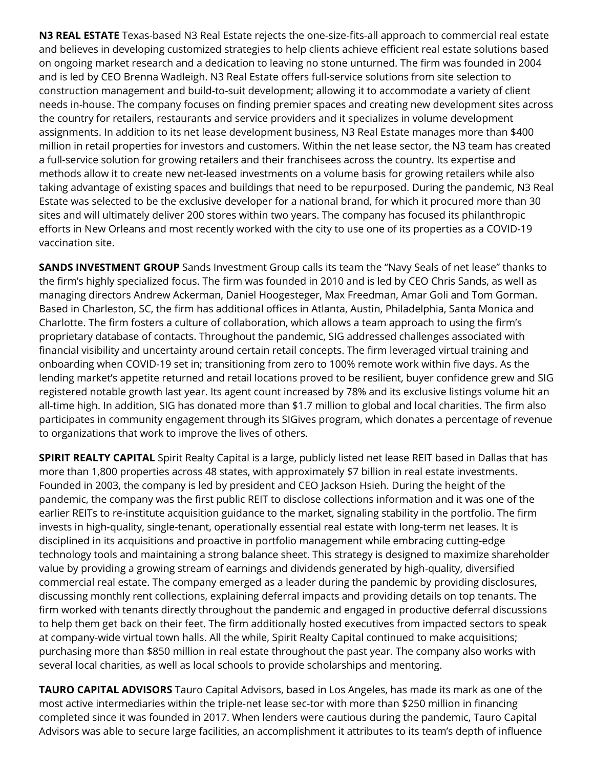**N3 REAL ESTATE** Texas-based N3 Real Estate rejects the one-size-fits-all approach to commercial real estate and believes in developing customized strategies to help clients achieve efficient real estate solutions based on ongoing market research and a dedication to leaving no stone unturned. The firm was founded in 2004 and is led by CEO Brenna Wadleigh. N3 Real Estate offers full-service solutions from site selection to construction management and build-to-suit development; allowing it to accommodate a variety of client needs in-house. The company focuses on finding premier spaces and creating new development sites across the country for retailers, restaurants and service providers and it specializes in volume development assignments. In addition to its net lease development business, N3 Real Estate manages more than $400 million in retail properties for investors and customers. Within the net lease sector, the N3 team has created a full-service solution for growing retailers and their franchisees across the country. Its expertise and methods allow it to create new net-leased investments on a volume basis for growing retailers while also taking advantage of existing spaces and buildings that need to be repurposed. During the pandemic, N3 Real Estate was selected to be the exclusive developer for a national brand, for which it procured more than 30 sites and will ultimately deliver 200 stores within two years. The company has focused its philanthropic efforts in New Orleans and most recently worked with the city to use one of its properties as a COVID-19 vaccination site.

**SANDS INVESTMENT GROUP** Sands Investment Group calls its team the "Navy Seals of net lease" thanks to the firm's highly specialized focus. The firm was founded in 2010 and is led by CEO Chris Sands, as well as managing directors Andrew Ackerman, Daniel Hoogesteger, Max Freedman, Amar Goli and Tom Gorman. Based in Charleston, SC, the firm has additional offices in Atlanta, Austin, Philadelphia, Santa Monica and Charlotte. The firm fosters a culture of collaboration, which allows a team approach to using the firm's proprietary database of contacts. Throughout the pandemic, SIG addressed challenges associated with financial visibility and uncertainty around certain retail concepts. The firm leveraged virtual training and onboarding when COVID-19 set in; transitioning from zero to 100% remote work within five days. As the lending market's appetite returned and retail locations proved to be resilient, buyer confidence grew and SIG registered notable growth last year. Its agent count increased by 78% and its exclusive listings volume hit an all-time high. In addition, SIG has donated more than $1.7 million to global and local charities. The firm also participates in community engagement through its SIGives program, which donates a percentage of revenue to organizations that work to improve the lives of others.

**SPIRIT REALTY CAPITAL** Spirit Realty Capital is a large, publicly listed net lease REIT based in Dallas that has more than 1,800 properties across 48 states, with approximately $7 billion in real estate investments. Founded in 2003, the company is led by president and CEO Jackson Hsieh. During the height of the pandemic, the company was the first public REIT to disclose collections information and it was one of the earlier REITs to re-institute acquisition guidance to the market, signaling stability in the portfolio. The firm invests in high-quality, single-tenant, operationally essential real estate with long-term net leases. It is disciplined in its acquisitions and proactive in portfolio management while embracing cutting-edge technology tools and maintaining a strong balance sheet. This strategy is designed to maximize shareholder value by providing a growing stream of earnings and dividends generated by high-quality, diversified commercial real estate. The company emerged as a leader during the pandemic by providing disclosures, discussing monthly rent collections, explaining deferral impacts and providing details on top tenants. The firm worked with tenants directly throughout the pandemic and engaged in productive deferral discussions to help them get back on their feet. The firm additionally hosted executives from impacted sectors to speak at company-wide virtual town halls. All the while, Spirit Realty Capital continued to make acquisitions; purchasing more than $850 million in real estate throughout the past year. The company also works with several local charities, as well as local schools to provide scholarships and mentoring.

**TAURO CAPITAL ADVISORS** Tauro Capital Advisors, based in Los Angeles, has made its mark as one of the most active intermediaries within the triple-net lease sec-tor with more than $250 million in financing completed since it was founded in 2017. When lenders were cautious during the pandemic, Tauro Capital Advisors was able to secure large facilities, an accomplishment it attributes to its team's depth of influence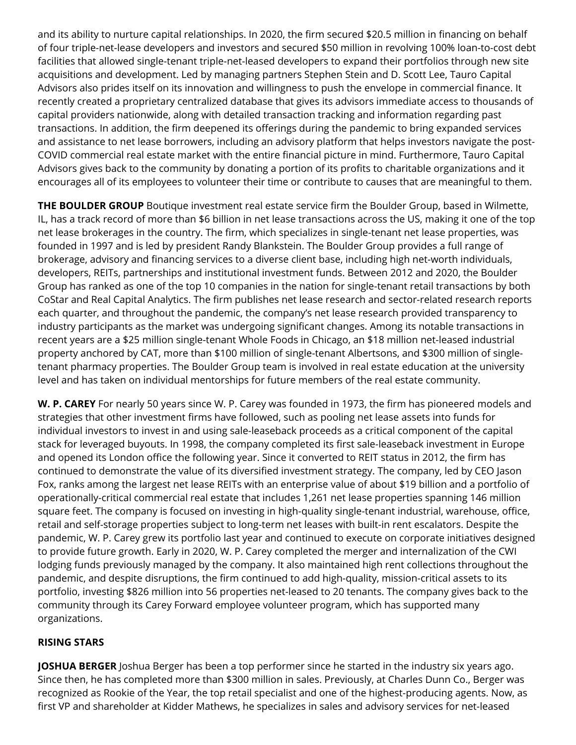and its ability to nurture capital relationships. In 2020, the firm secured $20.5 million in financing on behalf of four triple-net-lease developers and investors and secured $50 million in revolving 100% loan-to-cost debt facilities that allowed single-tenant triple-net-leased developers to expand their portfolios through new site acquisitions and development. Led by managing partners Stephen Stein and D. Scott Lee, Tauro Capital Advisors also prides itself on its innovation and willingness to push the envelope in commercial finance. It recently created a proprietary centralized database that gives its advisors immediate access to thousands of capital providers nationwide, along with detailed transaction tracking and information regarding past transactions. In addition, the firm deepened its offerings during the pandemic to bring expanded services and assistance to net lease borrowers, including an advisory platform that helps investors navigate the post-COVID commercial real estate market with the entire financial picture in mind. Furthermore, Tauro Capital Advisors gives back to the community by donating a portion of its profits to charitable organizations and it encourages all of its employees to volunteer their time or contribute to causes that are meaningful to them.

**THE BOULDER GROUP** Boutique investment real estate service firm the Boulder Group, based in Wilmette, IL, has a track record of more than $6 billion in net lease transactions across the US, making it one of the top net lease brokerages in the country. The firm, which specializes in single-tenant net lease properties, was founded in 1997 and is led by president Randy Blankstein. The Boulder Group provides a full range of brokerage, advisory and financing services to a diverse client base, including high net-worth individuals, developers, REITs, partnerships and institutional investment funds. Between 2012 and 2020, the Boulder Group has ranked as one of the top 10 companies in the nation for single-tenant retail transactions by both CoStar and Real Capital Analytics. The firm publishes net lease research and sector-related research reports each quarter, and throughout the pandemic, the company's net lease research provided transparency to industry participants as the market was undergoing significant changes. Among its notable transactions in recent years are a $25 million single-tenant Whole Foods in Chicago, an $18 million net-leased industrial property anchored by CAT, more than $100 million of single-tenant Albertsons, and $300 million of single-tenant pharmacy properties. The Boulder Group team is involved in real estate education at the university level and has taken on individual mentorships for future members of the real estate community.

**W. P. CAREY** For nearly 50 years since W. P. Carey was founded in 1973, the firm has pioneered models and strategies that other investment firms have followed, such as pooling net lease assets into funds for individual investors to invest in and using sale-leaseback proceeds as a critical component of the capital stack for leveraged buyouts. In 1998, the company completed its first sale-leaseback investment in Europe and opened its London office the following year. Since it converted to REIT status in 2012, the firm has continued to demonstrate the value of its diversified investment strategy. The company, led by CEO Jason Fox, ranks among the largest net lease REITs with an enterprise value of about $19 billion and a portfolio of operationally-critical commercial real estate that includes 1,261 net lease properties spanning 146 million square feet. The company is focused on investing in high-quality single-tenant industrial, warehouse, office, retail and self-storage properties subject to long-term net leases with built-in rent escalators. Despite the pandemic, W. P. Carey grew its portfolio last year and continued to execute on corporate initiatives designed to provide future growth. Early in 2020, W. P. Carey completed the merger and internalization of the CWI lodging funds previously managed by the company. It also maintained high rent collections throughout the pandemic, and despite disruptions, the firm continued to add high-quality, mission-critical assets to its portfolio, investing $826 million into 56 properties net-leased to 20 tenants. The company gives back to the community through its Carey Forward employee volunteer program, which has supported many organizations.

**RISING STARS**

**JOSHUA BERGER** Joshua Berger has been a top performer since he started in the industry six years ago. Since then, he has completed more than $300 million in sales. Previously, at Charles Dunn Co., Berger was recognized as Rookie of the Year, the top retail specialist and one of the highest-producing agents. Now, as first VP and shareholder at Kidder Mathews, he specializes in sales and advisory services for net-leased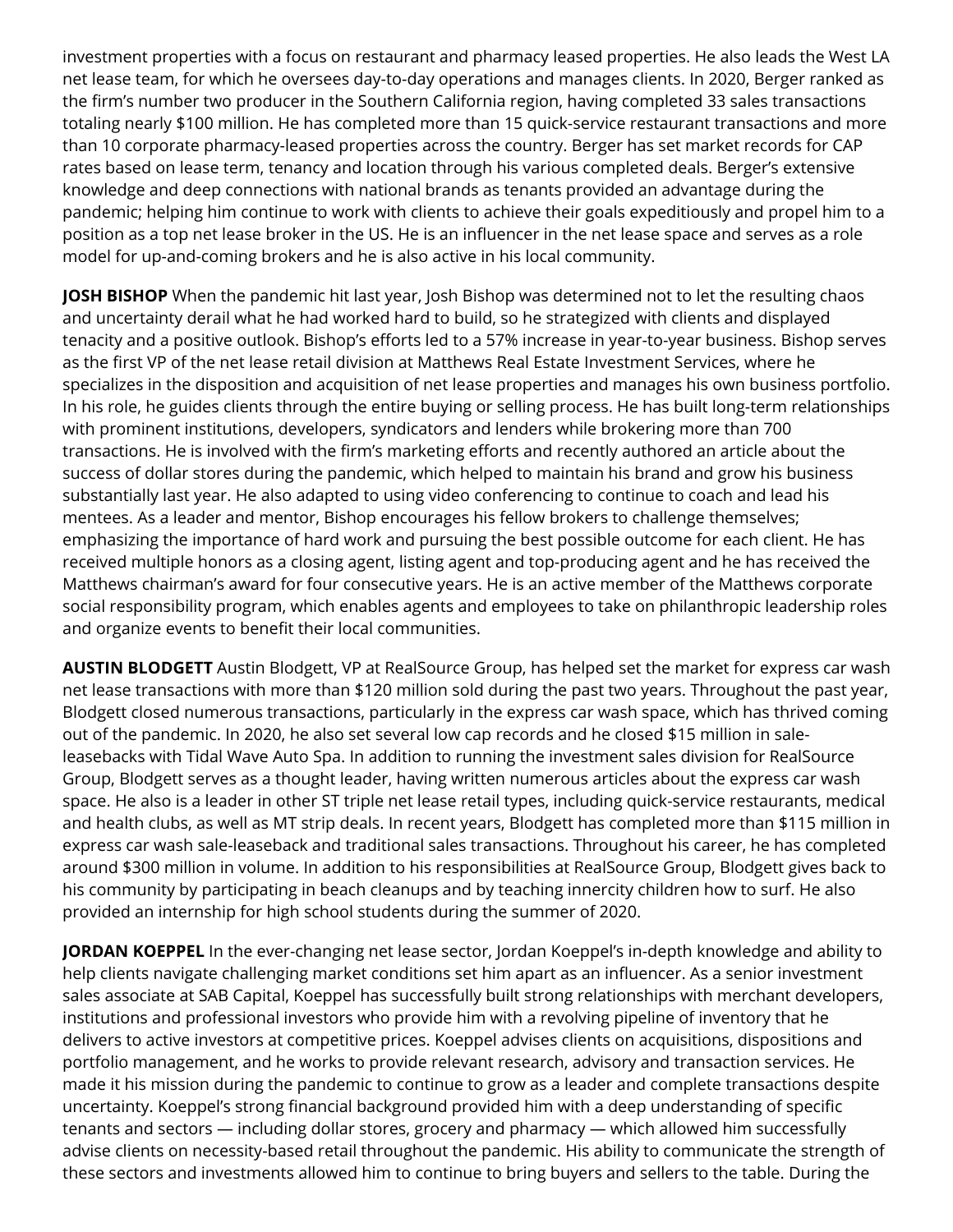investment properties with a focus on restaurant and pharmacy leased properties. He also leads the West LA net lease team, for which he oversees day-to-day operations and manages clients. In 2020, Berger ranked as the firm's number two producer in the Southern California region, having completed 33 sales transactions totaling nearly $100 million. He has completed more than 15 quick-service restaurant transactions and more than 10 corporate pharmacy-leased properties across the country. Berger has set market records for CAP rates based on lease term, tenancy and location through his various completed deals. Berger's extensive knowledge and deep connections with national brands as tenants provided an advantage during the pandemic; helping him continue to work with clients to achieve their goals expeditiously and propel him to a position as a top net lease broker in the US. He is an influencer in the net lease space and serves as a role model for up-and-coming brokers and he is also active in his local community.

**JOSH BISHOP** When the pandemic hit last year, Josh Bishop was determined not to let the resulting chaos and uncertainty derail what he had worked hard to build, so he strategized with clients and displayed tenacity and a positive outlook. Bishop's efforts led to a 57% increase in year-to-year business. Bishop serves as the first VP of the net lease retail division at Matthews Real Estate Investment Services, where he specializes in the disposition and acquisition of net lease properties and manages his own business portfolio. In his role, he guides clients through the entire buying or selling process. He has built long-term relationships with prominent institutions, developers, syndicators and lenders while brokering more than 700 transactions. He is involved with the firm's marketing efforts and recently authored an article about the success of dollar stores during the pandemic, which helped to maintain his brand and grow his business substantially last year. He also adapted to using video conferencing to continue to coach and lead his mentees. As a leader and mentor, Bishop encourages his fellow brokers to challenge themselves; emphasizing the importance of hard work and pursuing the best possible outcome for each client. He has received multiple honors as a closing agent, listing agent and top-producing agent and he has received the Matthews chairman's award for four consecutive years. He is an active member of the Matthews corporate social responsibility program, which enables agents and employees to take on philanthropic leadership roles and organize events to benefit their local communities.

**AUSTIN BLODGETT** Austin Blodgett, VP at RealSource Group, has helped set the market for express car wash net lease transactions with more than $120 million sold during the past two years. Throughout the past year, Blodgett closed numerous transactions, particularly in the express car wash space, which has thrived coming out of the pandemic. In 2020, he also set several low cap records and he closed $15 million in sale-leasebacks with Tidal Wave Auto Spa. In addition to running the investment sales division for RealSource Group, Blodgett serves as a thought leader, having written numerous articles about the express car wash space. He also is a leader in other ST triple net lease retail types, including quick-service restaurants, medical and health clubs, as well as MT strip deals. In recent years, Blodgett has completed more than $115 million in express car wash sale-leaseback and traditional sales transactions. Throughout his career, he has completed around $300 million in volume. In addition to his responsibilities at RealSource Group, Blodgett gives back to his community by participating in beach cleanups and by teaching innercity children how to surf. He also provided an internship for high school students during the summer of 2020.

**JORDAN KOEPPEL** In the ever-changing net lease sector, Jordan Koeppel's in-depth knowledge and ability to help clients navigate challenging market conditions set him apart as an influencer. As a senior investment sales associate at SAB Capital, Koeppel has successfully built strong relationships with merchant developers, institutions and professional investors who provide him with a revolving pipeline of inventory that he delivers to active investors at competitive prices. Koeppel advises clients on acquisitions, dispositions and portfolio management, and he works to provide relevant research, advisory and transaction services. He made it his mission during the pandemic to continue to grow as a leader and complete transactions despite uncertainty. Koeppel's strong financial background provided him with a deep understanding of specific tenants and sectors — including dollar stores, grocery and pharmacy — which allowed him successfully advise clients on necessity-based retail throughout the pandemic. His ability to communicate the strength of these sectors and investments allowed him to continue to bring buyers and sellers to the table. During the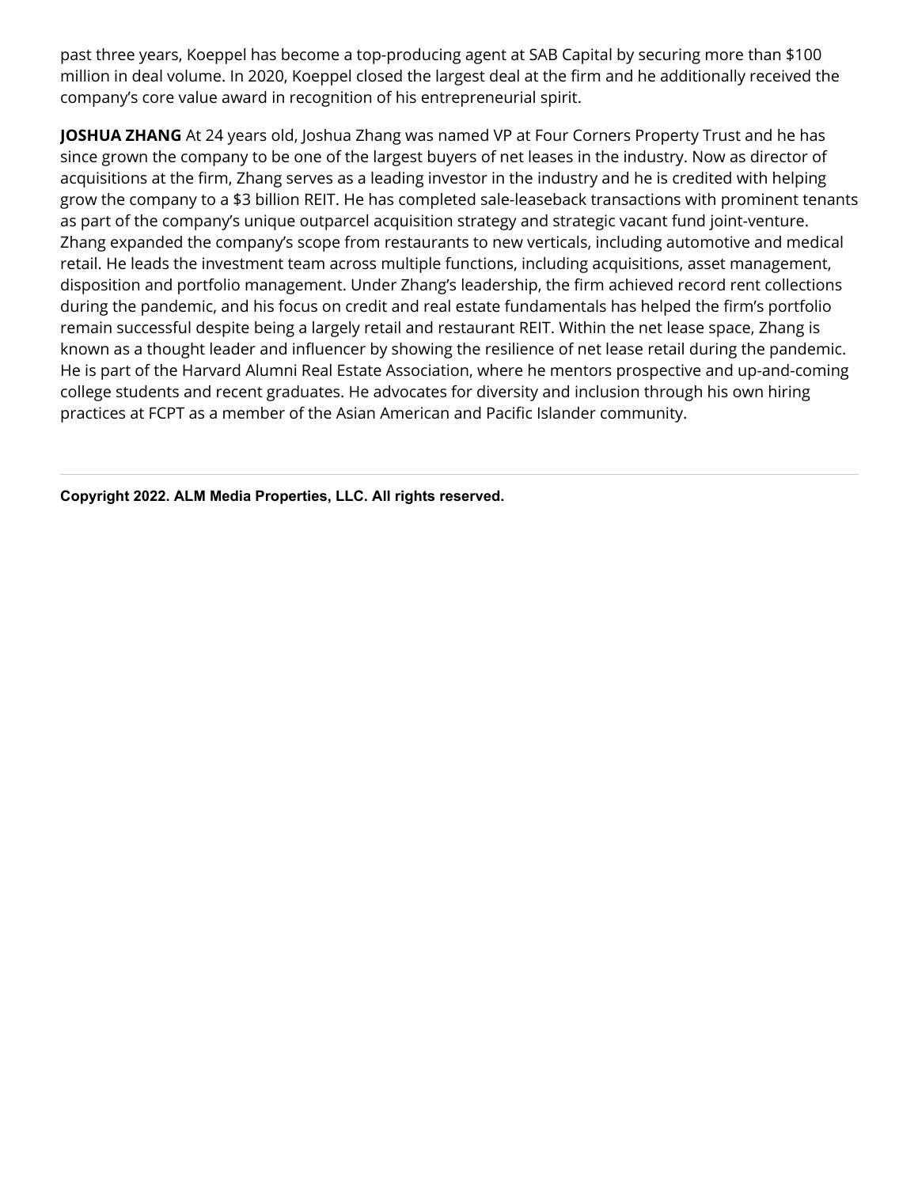past three years, Koeppel has become a top-producing agent at SAB Capital by securing more than $100 million in deal volume. In 2020, Koeppel closed the largest deal at the firm and he additionally received the company's core value award in recognition of his entrepreneurial spirit.

**JOSHUA ZHANG** At 24 years old, Joshua Zhang was named VP at Four Corners Property Trust and he has since grown the company to be one of the largest buyers of net leases in the industry. Now as director of acquisitions at the firm, Zhang serves as a leading investor in the industry and he is credited with helping grow the company to a $3 billion REIT. He has completed sale-leaseback transactions with prominent tenants as part of the company's unique outparcel acquisition strategy and strategic vacant fund joint-venture. Zhang expanded the company's scope from restaurants to new verticals, including automotive and medical retail. He leads the investment team across multiple functions, including acquisitions, asset management, disposition and portfolio management. Under Zhang's leadership, the firm achieved record rent collections during the pandemic, and his focus on credit and real estate fundamentals has helped the firm's portfolio remain successful despite being a largely retail and restaurant REIT. Within the net lease space, Zhang is known as a thought leader and influencer by showing the resilience of net lease retail during the pandemic. He is part of the Harvard Alumni Real Estate Association, where he mentors prospective and up-and-coming college students and recent graduates. He advocates for diversity and inclusion through his own hiring practices at FCPT as a member of the Asian American and Pacific Islander community.

---

**Copyright 2022. ALM Media Properties, LLC. All rights reserved.**